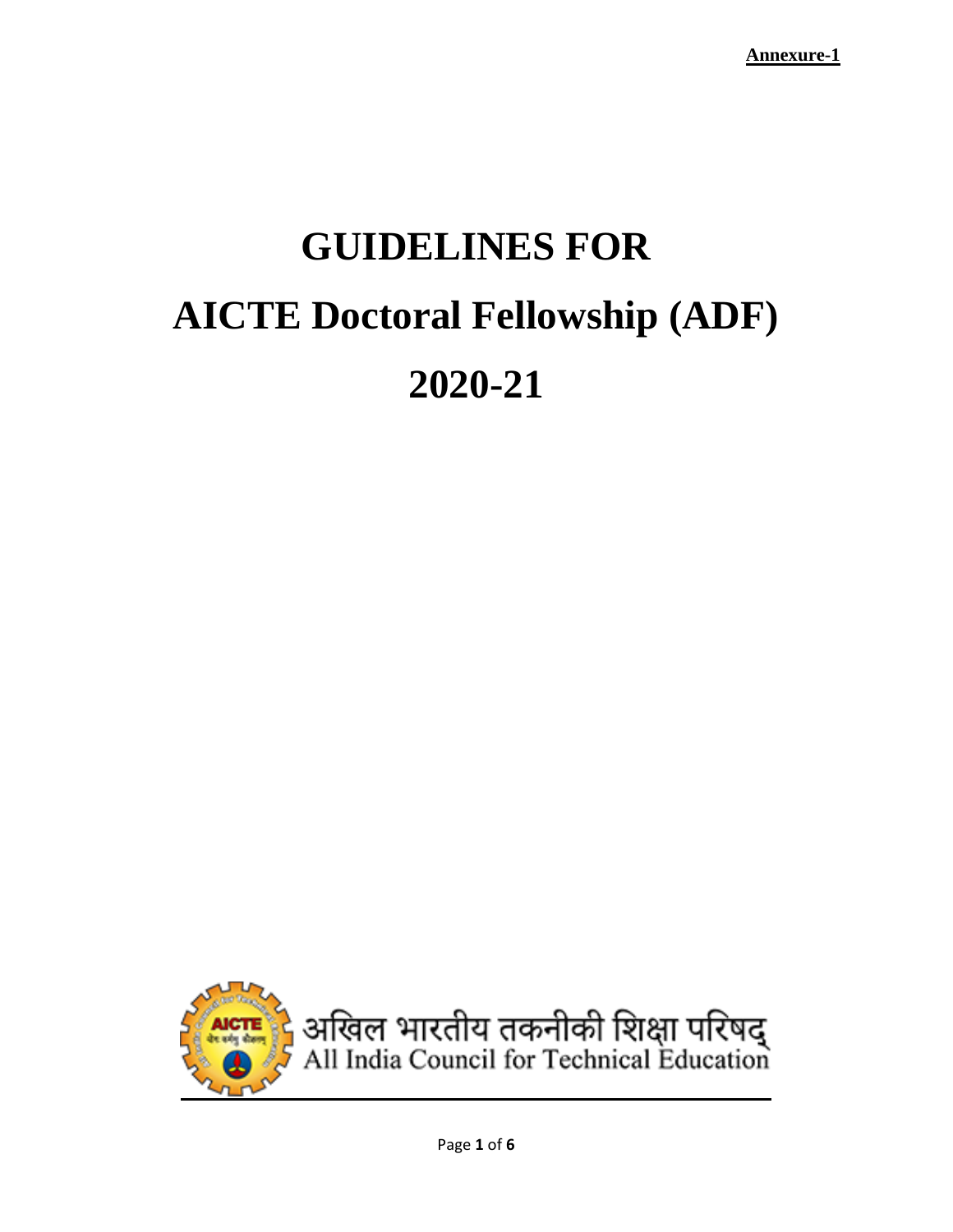**Annexure-1**

# GUIDELINES FOR
# AICTE Doctoral Fellowship (ADF)
# 2020-21

अखिल भारतीय तकनीकी शिक्षा परिषद्
All India Council for Technical Education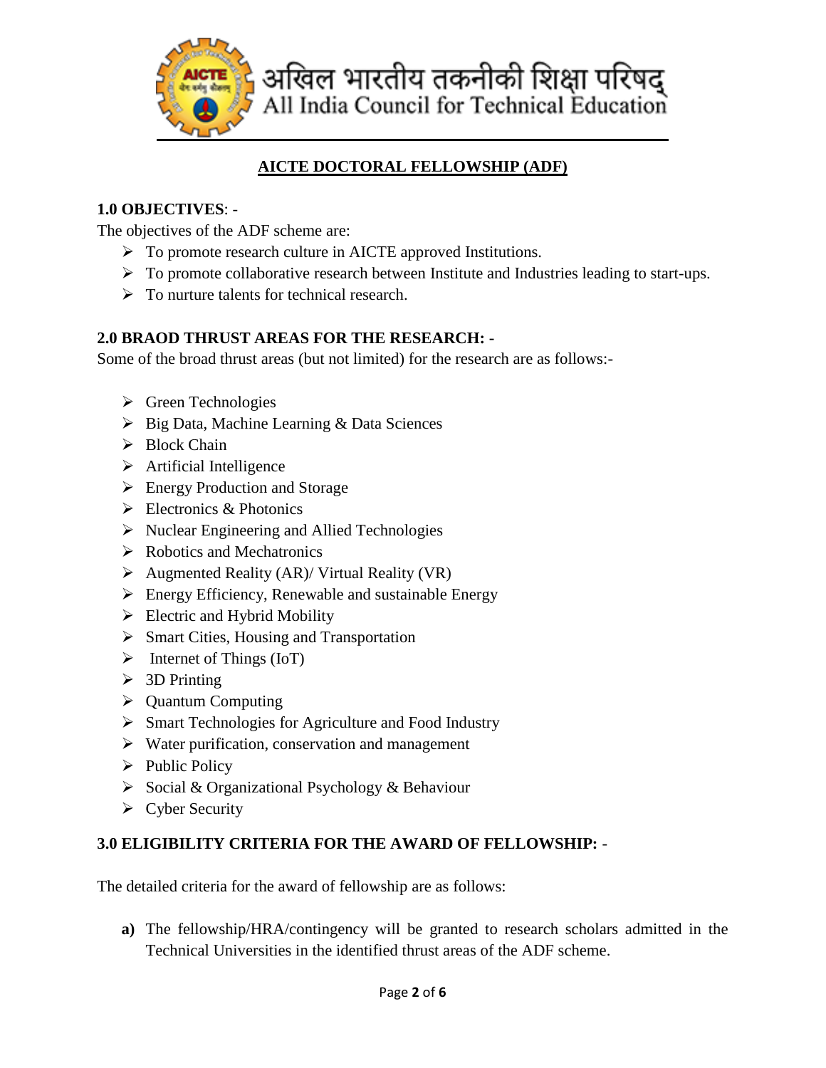अखिल भारतीय तकनीकी शिक्षा परिषद्
All India Council for Technical Education

## AICTE DOCTORAL FELLOWSHIP (ADF)

### 1.0 OBJECTIVES: -

The objectives of the ADF scheme are:

- To promote research culture in AICTE approved Institutions.
- To promote collaborative research between Institute and Industries leading to start-ups.
- To nurture talents for technical research.

### 2.0 BRAOD THRUST AREAS FOR THE RESEARCH: -

Some of the broad thrust areas (but not limited) for the research are as follows:-

- Green Technologies
- Big Data, Machine Learning & Data Sciences
- Block Chain
- Artificial Intelligence
- Energy Production and Storage
- Electronics & Photonics
- Nuclear Engineering and Allied Technologies
- Robotics and Mechatronics
- Augmented Reality (AR)/ Virtual Reality (VR)
- Energy Efficiency, Renewable and sustainable Energy
- Electric and Hybrid Mobility
- Smart Cities, Housing and Transportation
- Internet of Things (IoT)
- 3D Printing
- Quantum Computing
- Smart Technologies for Agriculture and Food Industry
- Water purification, conservation and management
- Public Policy
- Social & Organizational Psychology & Behaviour
- Cyber Security

### 3.0 ELIGIBILITY CRITERIA FOR THE AWARD OF FELLOWSHIP: -

The detailed criteria for the award of fellowship are as follows:

**a)** The fellowship/HRA/contingency will be granted to research scholars admitted in the Technical Universities in the identified thrust areas of the ADF scheme.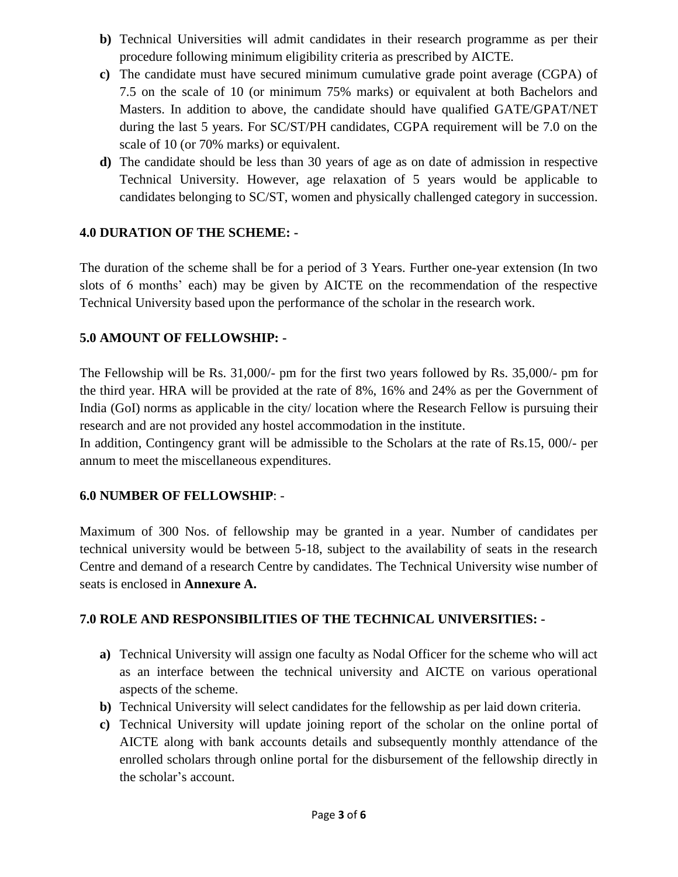**b)** Technical Universities will admit candidates in their research programme as per their procedure following minimum eligibility criteria as prescribed by AICTE.

**c)** The candidate must have secured minimum cumulative grade point average (CGPA) of 7.5 on the scale of 10 (or minimum 75% marks) or equivalent at both Bachelors and Masters. In addition to above, the candidate should have qualified GATE/GPAT/NET during the last 5 years. For SC/ST/PH candidates, CGPA requirement will be 7.0 on the scale of 10 (or 70% marks) or equivalent.

**d)** The candidate should be less than 30 years of age as on date of admission in respective Technical University. However, age relaxation of 5 years would be applicable to candidates belonging to SC/ST, women and physically challenged category in succession.

## 4.0 DURATION OF THE SCHEME: -

The duration of the scheme shall be for a period of 3 Years. Further one-year extension (In two slots of 6 months' each) may be given by AICTE on the recommendation of the respective Technical University based upon the performance of the scholar in the research work.

## 5.0 AMOUNT OF FELLOWSHIP: -

The Fellowship will be Rs. 31,000/- pm for the first two years followed by Rs. 35,000/- pm for the third year. HRA will be provided at the rate of 8%, 16% and 24% as per the Government of India (GoI) norms as applicable in the city/ location where the Research Fellow is pursuing their research and are not provided any hostel accommodation in the institute.

In addition, Contingency grant will be admissible to the Scholars at the rate of Rs.15, 000/- per annum to meet the miscellaneous expenditures.

## 6.0 NUMBER OF FELLOWSHIP: -

Maximum of 300 Nos. of fellowship may be granted in a year. Number of candidates per technical university would be between 5-18, subject to the availability of seats in the research Centre and demand of a research Centre by candidates. The Technical University wise number of seats is enclosed in **Annexure A.**

## 7.0 ROLE AND RESPONSIBILITIES OF THE TECHNICAL UNIVERSITIES: -

**a)** Technical University will assign one faculty as Nodal Officer for the scheme who will act as an interface between the technical university and AICTE on various operational aspects of the scheme.

**b)** Technical University will select candidates for the fellowship as per laid down criteria.

**c)** Technical University will update joining report of the scholar on the online portal of AICTE along with bank accounts details and subsequently monthly attendance of the enrolled scholars through online portal for the disbursement of the fellowship directly in the scholar's account.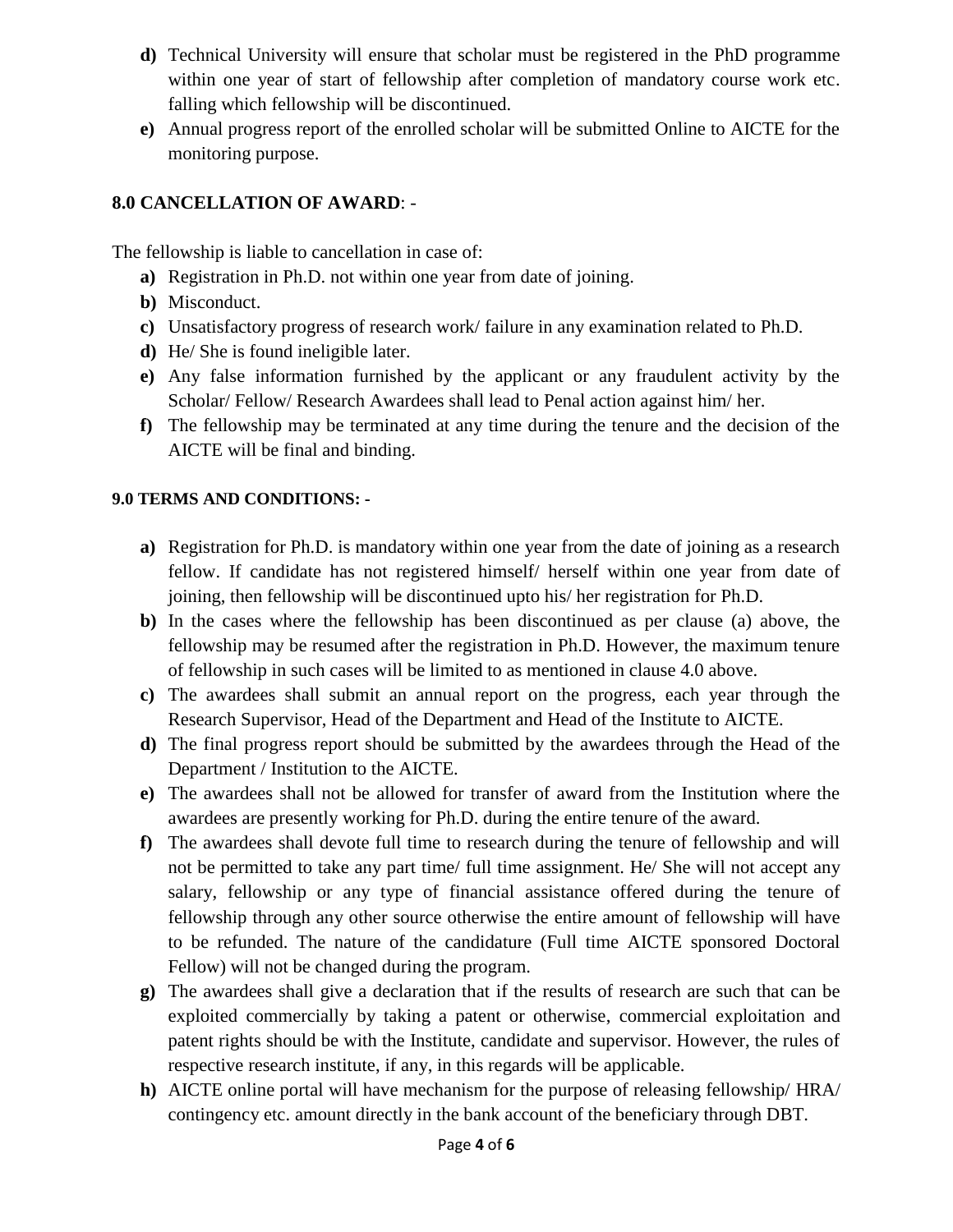d) Technical University will ensure that scholar must be registered in the PhD programme within one year of start of fellowship after completion of mandatory course work etc. falling which fellowship will be discontinued.

e) Annual progress report of the enrolled scholar will be submitted Online to AICTE for the monitoring purpose.

## 8.0 CANCELLATION OF AWARD: -

The fellowship is liable to cancellation in case of:

a) Registration in Ph.D. not within one year from date of joining.

b) Misconduct.

c) Unsatisfactory progress of research work/ failure in any examination related to Ph.D.

d) He/ She is found ineligible later.

e) Any false information furnished by the applicant or any fraudulent activity by the Scholar/ Fellow/ Research Awardees shall lead to Penal action against him/ her.

f) The fellowship may be terminated at any time during the tenure and the decision of the AICTE will be final and binding.

## 9.0 TERMS AND CONDITIONS: -

a) Registration for Ph.D. is mandatory within one year from the date of joining as a research fellow. If candidate has not registered himself/ herself within one year from date of joining, then fellowship will be discontinued upto his/ her registration for Ph.D.

b) In the cases where the fellowship has been discontinued as per clause (a) above, the fellowship may be resumed after the registration in Ph.D. However, the maximum tenure of fellowship in such cases will be limited to as mentioned in clause 4.0 above.

c) The awardees shall submit an annual report on the progress, each year through the Research Supervisor, Head of the Department and Head of the Institute to AICTE.

d) The final progress report should be submitted by the awardees through the Head of the Department / Institution to the AICTE.

e) The awardees shall not be allowed for transfer of award from the Institution where the awardees are presently working for Ph.D. during the entire tenure of the award.

f) The awardees shall devote full time to research during the tenure of fellowship and will not be permitted to take any part time/ full time assignment. He/ She will not accept any salary, fellowship or any type of financial assistance offered during the tenure of fellowship through any other source otherwise the entire amount of fellowship will have to be refunded. The nature of the candidature (Full time AICTE sponsored Doctoral Fellow) will not be changed during the program.

g) The awardees shall give a declaration that if the results of research are such that can be exploited commercially by taking a patent or otherwise, commercial exploitation and patent rights should be with the Institute, candidate and supervisor. However, the rules of respective research institute, if any, in this regards will be applicable.

h) AICTE online portal will have mechanism for the purpose of releasing fellowship/ HRA/ contingency etc. amount directly in the bank account of the beneficiary through DBT.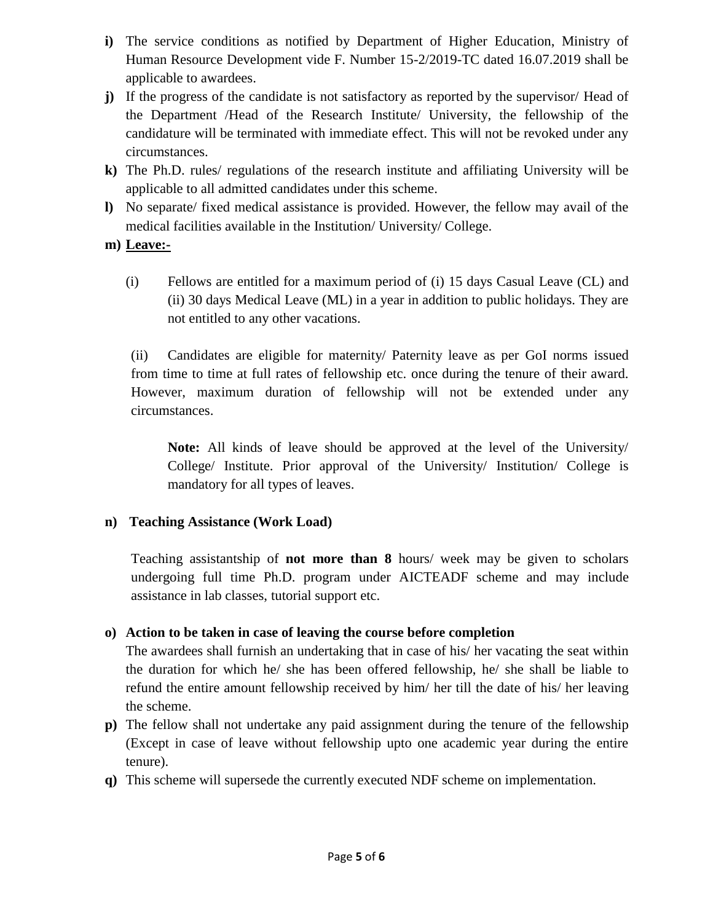**i)** The service conditions as notified by Department of Higher Education, Ministry of Human Resource Development vide F. Number 15-2/2019-TC dated 16.07.2019 shall be applicable to awardees.

**j)** If the progress of the candidate is not satisfactory as reported by the supervisor/ Head of the Department /Head of the Research Institute/ University, the fellowship of the candidature will be terminated with immediate effect. This will not be revoked under any circumstances.

**k)** The Ph.D. rules/ regulations of the research institute and affiliating University will be applicable to all admitted candidates under this scheme.

**l)** No separate/ fixed medical assistance is provided. However, the fellow may avail of the medical facilities available in the Institution/ University/ College.

**m) <u>Leave:-</u>**

(i) Fellows are entitled for a maximum period of (i) 15 days Casual Leave (CL) and (ii) 30 days Medical Leave (ML) in a year in addition to public holidays. They are not entitled to any other vacations.

(ii) Candidates are eligible for maternity/ Paternity leave as per GoI norms issued from time to time at full rates of fellowship etc. once during the tenure of their award. However, maximum duration of fellowship will not be extended under any circumstances.

> **Note:** All kinds of leave should be approved at the level of the University/ College/ Institute. Prior approval of the University/ Institution/ College is mandatory for all types of leaves.

**n) Teaching Assistance (Work Load)**

Teaching assistantship of **not more than 8** hours/ week may be given to scholars undergoing full time Ph.D. program under AICTEADF scheme and may include assistance in lab classes, tutorial support etc.

**o) Action to be taken in case of leaving the course before completion**

The awardees shall furnish an undertaking that in case of his/ her vacating the seat within the duration for which he/ she has been offered fellowship, he/ she shall be liable to refund the entire amount fellowship received by him/ her till the date of his/ her leaving the scheme.

**p)** The fellow shall not undertake any paid assignment during the tenure of the fellowship (Except in case of leave without fellowship upto one academic year during the entire tenure).

**q)** This scheme will supersede the currently executed NDF scheme on implementation.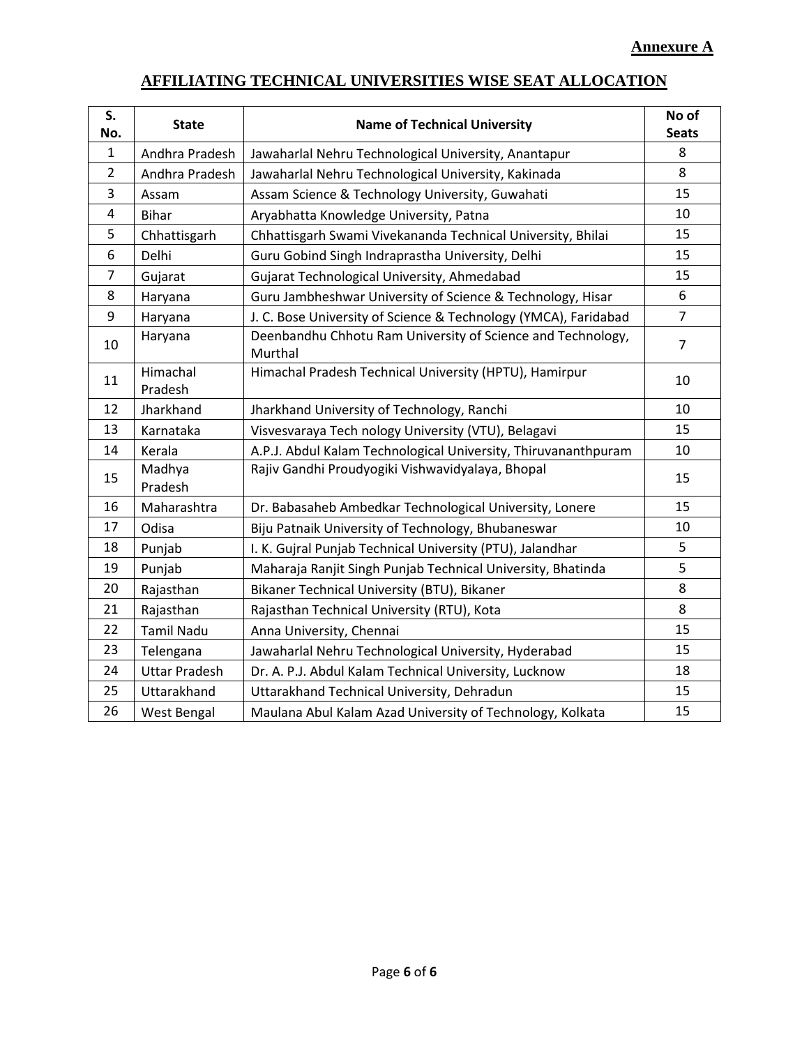**Annexure A**

# AFFILIATING TECHNICAL UNIVERSITIES WISE SEAT ALLOCATION

| S. No. | State | Name of Technical University | No of Seats |
|---|---|---|---|
| 1 | Andhra Pradesh | Jawaharlal Nehru Technological University, Anantapur | 8 |
| 2 | Andhra Pradesh | Jawaharlal Nehru Technological University, Kakinada | 8 |
| 3 | Assam | Assam Science & Technology University, Guwahati | 15 |
| 4 | Bihar | Aryabhatta Knowledge University, Patna | 10 |
| 5 | Chhattisgarh | Chhattisgarh Swami Vivekananda Technical University, Bhilai | 15 |
| 6 | Delhi | Guru Gobind Singh Indraprastha University, Delhi | 15 |
| 7 | Gujarat | Gujarat Technological University, Ahmedabad | 15 |
| 8 | Haryana | Guru Jambheshwar University of Science & Technology, Hisar | 6 |
| 9 | Haryana | J. C. Bose University of Science & Technology (YMCA), Faridabad | 7 |
| 10 | Haryana | Deenbandhu Chhotu Ram University of Science and Technology, Murthal | 7 |
| 11 | Himachal Pradesh | Himachal Pradesh Technical University (HPTU), Hamirpur | 10 |
| 12 | Jharkhand | Jharkhand University of Technology, Ranchi | 10 |
| 13 | Karnataka | Visvesvaraya Tech nology University (VTU), Belagavi | 15 |
| 14 | Kerala | A.P.J. Abdul Kalam Technological University, Thiruvananthpuram | 10 |
| 15 | Madhya Pradesh | Rajiv Gandhi Proudyogiki Vishwavidyalaya, Bhopal | 15 |
| 16 | Maharashtra | Dr. Babasaheb Ambedkar Technological University, Lonere | 15 |
| 17 | Odisa | Biju Patnaik University of Technology, Bhubaneswar | 10 |
| 18 | Punjab | I. K. Gujral Punjab Technical University (PTU), Jalandhar | 5 |
| 19 | Punjab | Maharaja Ranjit Singh Punjab Technical University, Bhatinda | 5 |
| 20 | Rajasthan | Bikaner Technical University (BTU), Bikaner | 8 |
| 21 | Rajasthan | Rajasthan Technical University (RTU), Kota | 8 |
| 22 | Tamil Nadu | Anna University, Chennai | 15 |
| 23 | Telengana | Jawaharlal Nehru Technological University, Hyderabad | 15 |
| 24 | Uttar Pradesh | Dr. A. P.J. Abdul Kalam Technical University, Lucknow | 18 |
| 25 | Uttarakhand | Uttarakhand Technical University, Dehradun | 15 |
| 26 | West Bengal | Maulana Abul Kalam Azad University of Technology, Kolkata | 15 |